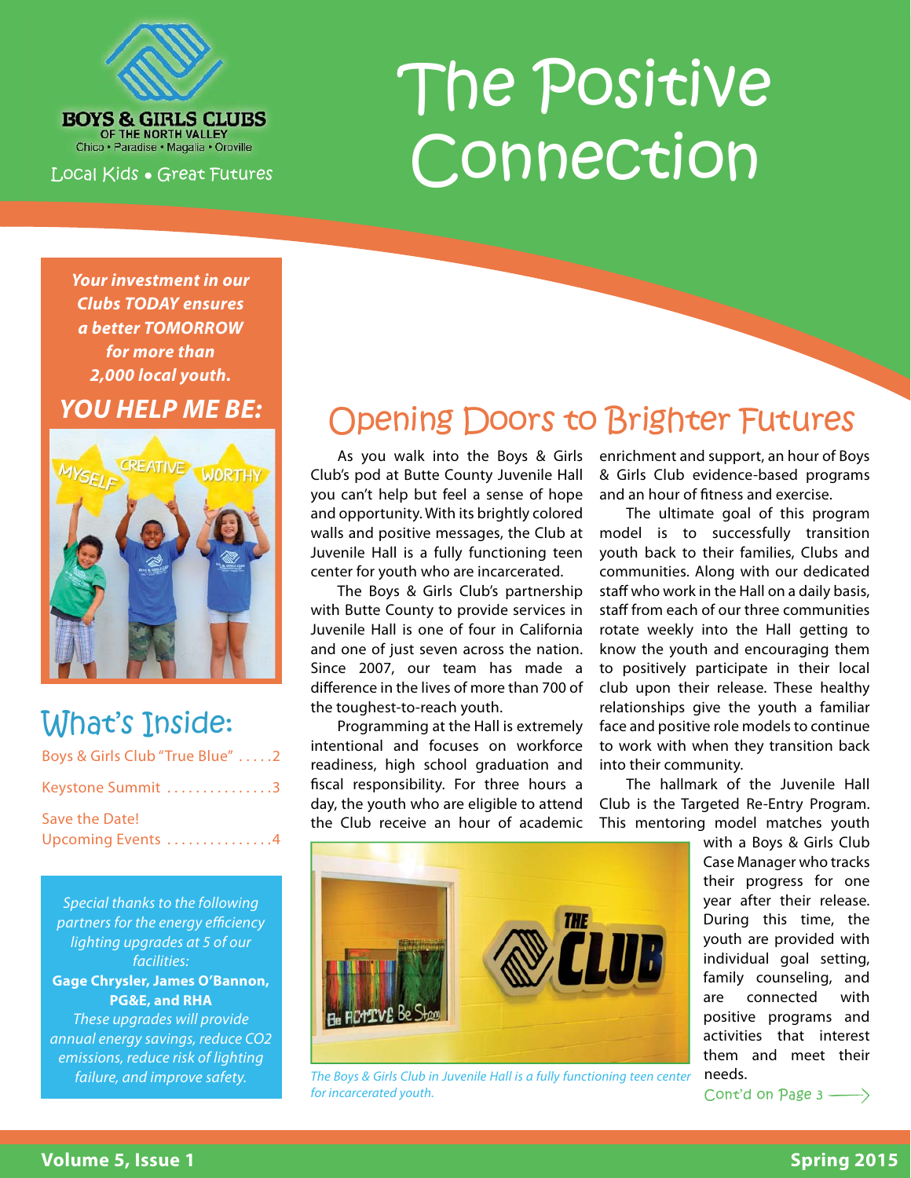BOYS & GIRLS CLUBS OF THE NORTH VALLEY

Chico • Paradise • Magalia • Oroville

Local Kids • Great Futures

# The Positive Connection

***Your investment in our Clubs TODAY ensures a better TOMORROW for more than 2,000 local youth.***

***YOU HELP ME BE:***

MYSELF CREATIVE WORTHY

## What's Inside:

Boys & Girls Club "True Blue" .....2

Keystone Summit ...............3

Save the Date! Upcoming Events ...............4

*Special thanks to the following partners for the energy efficiency lighting upgrades at 5 of our facilities:*

**Gage Chrysler, James O'Bannon, PG&E, and RHA**

*These upgrades will provide annual energy savings, reduce CO2 emissions, reduce risk of lighting failure, and improve safety.*

## Opening Doors to Brighter Futures

As you walk into the Boys & Girls Club's pod at Butte County Juvenile Hall you can't help but feel a sense of hope and opportunity. With its brightly colored walls and positive messages, the Club at Juvenile Hall is a fully functioning teen center for youth who are incarcerated.

The Boys & Girls Club's partnership with Butte County to provide services in Juvenile Hall is one of four in California and one of just seven across the nation. Since 2007, our team has made a difference in the lives of more than 700 of the toughest-to-reach youth.

Programming at the Hall is extremely intentional and focuses on workforce readiness, high school graduation and fiscal responsibility. For three hours a day, the youth who are eligible to attend the Club receive an hour of academic enrichment and support, an hour of Boys & Girls Club evidence-based programs and an hour of fitness and exercise.

The ultimate goal of this program model is to successfully transition youth back to their families, Clubs and communities. Along with our dedicated staff who work in the Hall on a daily basis, staff from each of our three communities rotate weekly into the Hall getting to know the youth and encouraging them to positively participate in their local club upon their release. These healthy relationships give the youth a familiar face and positive role models to continue to work with when they transition back into their community.

The hallmark of the Juvenile Hall Club is the Targeted Re-Entry Program. This mentoring model matches youth with a Boys & Girls Club Case Manager who tracks their progress for one year after their release. During this time, the youth are provided with individual goal setting, family counseling, and are connected with positive programs and activities that interest them and meet their needs.

*The Boys & Girls Club in Juvenile Hall is a fully functioning teen center for incarcerated youth.*

Cont'd on Page 3 →

Volume 5, Issue 1 — Spring 2015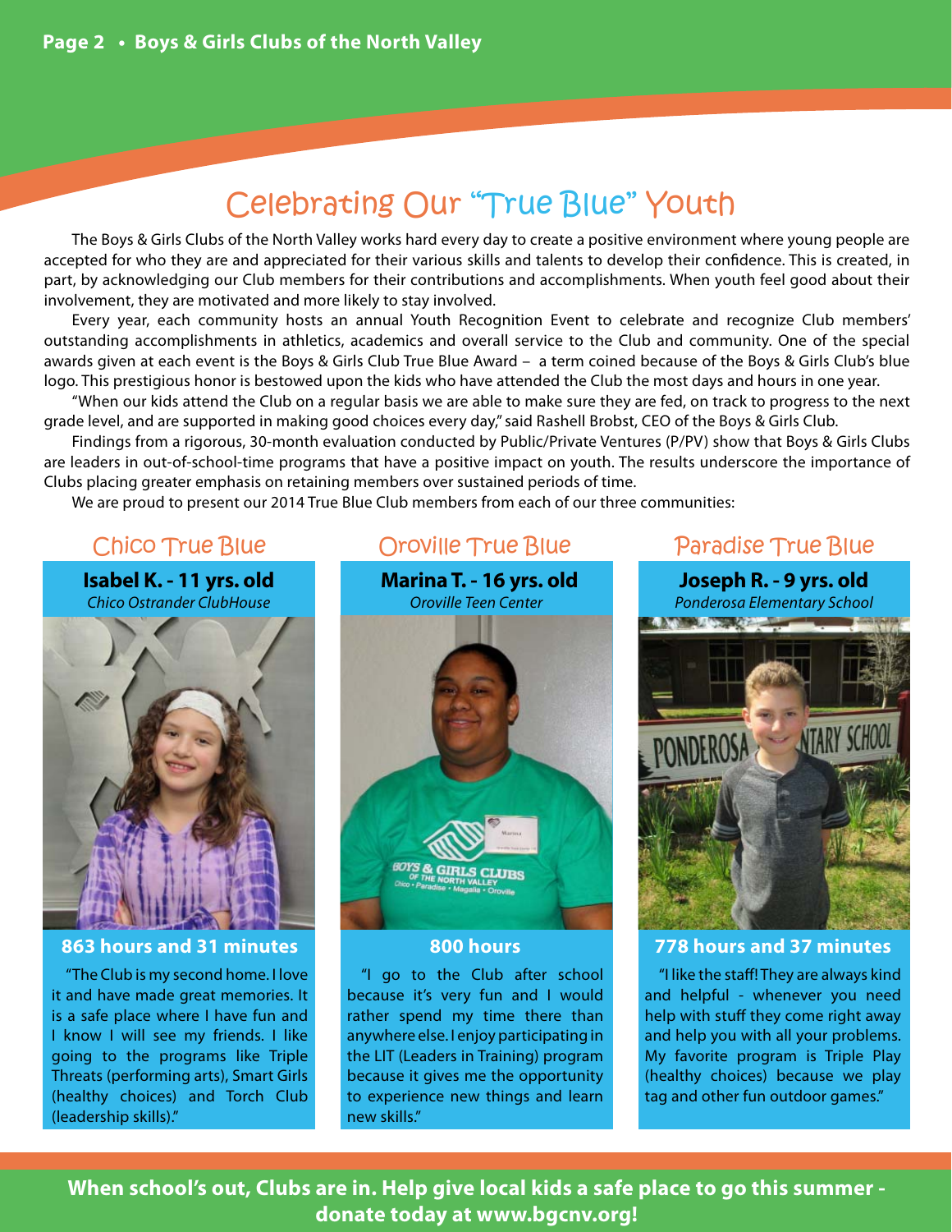# Celebrating Our "True Blue" Youth

The Boys & Girls Clubs of the North Valley works hard every day to create a positive environment where young people are accepted for who they are and appreciated for their various skills and talents to develop their confidence. This is created, in part, by acknowledging our Club members for their contributions and accomplishments. When youth feel good about their involvement, they are motivated and more likely to stay involved.

Every year, each community hosts an annual Youth Recognition Event to celebrate and recognize Club members' outstanding accomplishments in athletics, academics and overall service to the Club and community. One of the special awards given at each event is the Boys & Girls Club True Blue Award – a term coined because of the Boys & Girls Club's blue logo. This prestigious honor is bestowed upon the kids who have attended the Club the most days and hours in one year.

"When our kids attend the Club on a regular basis we are able to make sure they are fed, on track to progress to the next grade level, and are supported in making good choices every day," said Rashell Brobst, CEO of the Boys & Girls Club.

Findings from a rigorous, 30-month evaluation conducted by Public/Private Ventures (P/PV) show that Boys & Girls Clubs are leaders in out-of-school-time programs that have a positive impact on youth. The results underscore the importance of Clubs placing greater emphasis on retaining members over sustained periods of time.

We are proud to present our 2014 True Blue Club members from each of our three communities:

## Chico True Blue

**Isabel K. - 11 yrs. old**
*Chico Ostrander ClubHouse*

**863 hours and 31 minutes**

"The Club is my second home. I love it and have made great memories. It is a safe place where I have fun and I know I will see my friends. I like going to the programs like Triple Threats (performing arts), Smart Girls (healthy choices) and Torch Club (leadership skills)."

## Oroville True Blue

**Marina T. - 16 yrs. old**
*Oroville Teen Center*

**800 hours**

"I go to the Club after school because it's very fun and I would rather spend my time there than anywhere else. I enjoy participating in the LIT (Leaders in Training) program because it gives me the opportunity to experience new things and learn new skills."

## Paradise True Blue

**Joseph R. - 9 yrs. old**
*Ponderosa Elementary School*

**778 hours and 37 minutes**

"I like the staff! They are always kind and helpful - whenever you need help with stuff they come right away and help you with all your problems. My favorite program is Triple Play (healthy choices) because we play tag and other fun outdoor games."

**When school's out, Clubs are in. Help give local kids a safe place to go this summer - donate today at www.bgcnv.org!**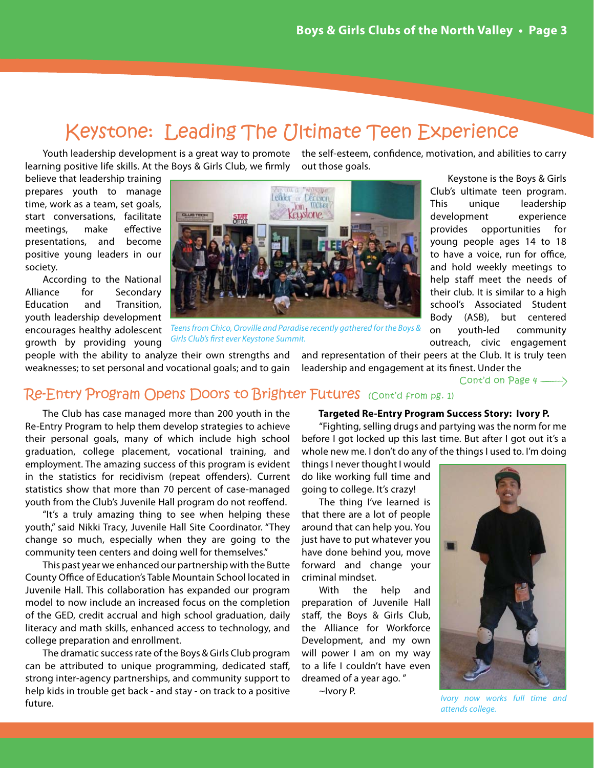# Keystone: Leading The Ultimate Teen Experience

Youth leadership development is a great way to promote learning positive life skills. At the Boys & Girls Club, we firmly believe that leadership training prepares youth to manage time, work as a team, set goals, start conversations, facilitate meetings, make effective presentations, and become positive young leaders in our society.

According to the National Alliance for Secondary Education and Transition, youth leadership development encourages healthy adolescent growth by providing young people with the ability to analyze their own strengths and weaknesses; to set personal and vocational goals; and to gain the self-esteem, confidence, motivation, and abilities to carry out those goals.

*Teens from Chico, Oroville and Paradise recently gathered for the Boys & Girls Club's first ever Keystone Summit.*

Keystone is the Boys & Girls Club's ultimate teen program. This unique leadership development experience provides opportunities for young people ages 14 to 18 to have a voice, run for office, and hold weekly meetings to help staff meet the needs of their club. It is similar to a high school's Associated Student Body (ASB), but centered on youth-led community outreach, civic engagement and representation of their peers at the Club. It is truly teen leadership and engagement at its finest. Under the

Cont'd on Page 4 ⟶

## Re-Entry Program Opens Doors to Brighter Futures (Cont'd from pg. 1)

The Club has case managed more than 200 youth in the Re-Entry Program to help them develop strategies to achieve their personal goals, many of which include high school graduation, college placement, vocational training, and employment. The amazing success of this program is evident in the statistics for recidivism (repeat offenders). Current statistics show that more than 70 percent of case-managed youth from the Club's Juvenile Hall program do not reoffend.

"It's a truly amazing thing to see when helping these youth," said Nikki Tracy, Juvenile Hall Site Coordinator. "They change so much, especially when they are going to the community teen centers and doing well for themselves."

This past year we enhanced our partnership with the Butte County Office of Education's Table Mountain School located in Juvenile Hall. This collaboration has expanded our program model to now include an increased focus on the completion of the GED, credit accrual and high school graduation, daily literacy and math skills, enhanced access to technology, and college preparation and enrollment.

The dramatic success rate of the Boys & Girls Club program can be attributed to unique programming, dedicated staff, strong inter-agency partnerships, and community support to help kids in trouble get back - and stay - on track to a positive future.

**Targeted Re-Entry Program Success Story: Ivory P.**

"Fighting, selling drugs and partying was the norm for me before I got locked up this last time. But after I got out it's a whole new me. I don't do any of the things I used to. I'm doing things I never thought I would do like working full time and going to college. It's crazy!

The thing I've learned is that there are a lot of people around that can help you. You just have to put whatever you have done behind you, move forward and change your criminal mindset.

With the help and preparation of Juvenile Hall staff, the Boys & Girls Club, the Alliance for Workforce Development, and my own will power I am on my way to a life I couldn't have even dreamed of a year ago."

~Ivory P.

*Ivory now works full time and attends college.*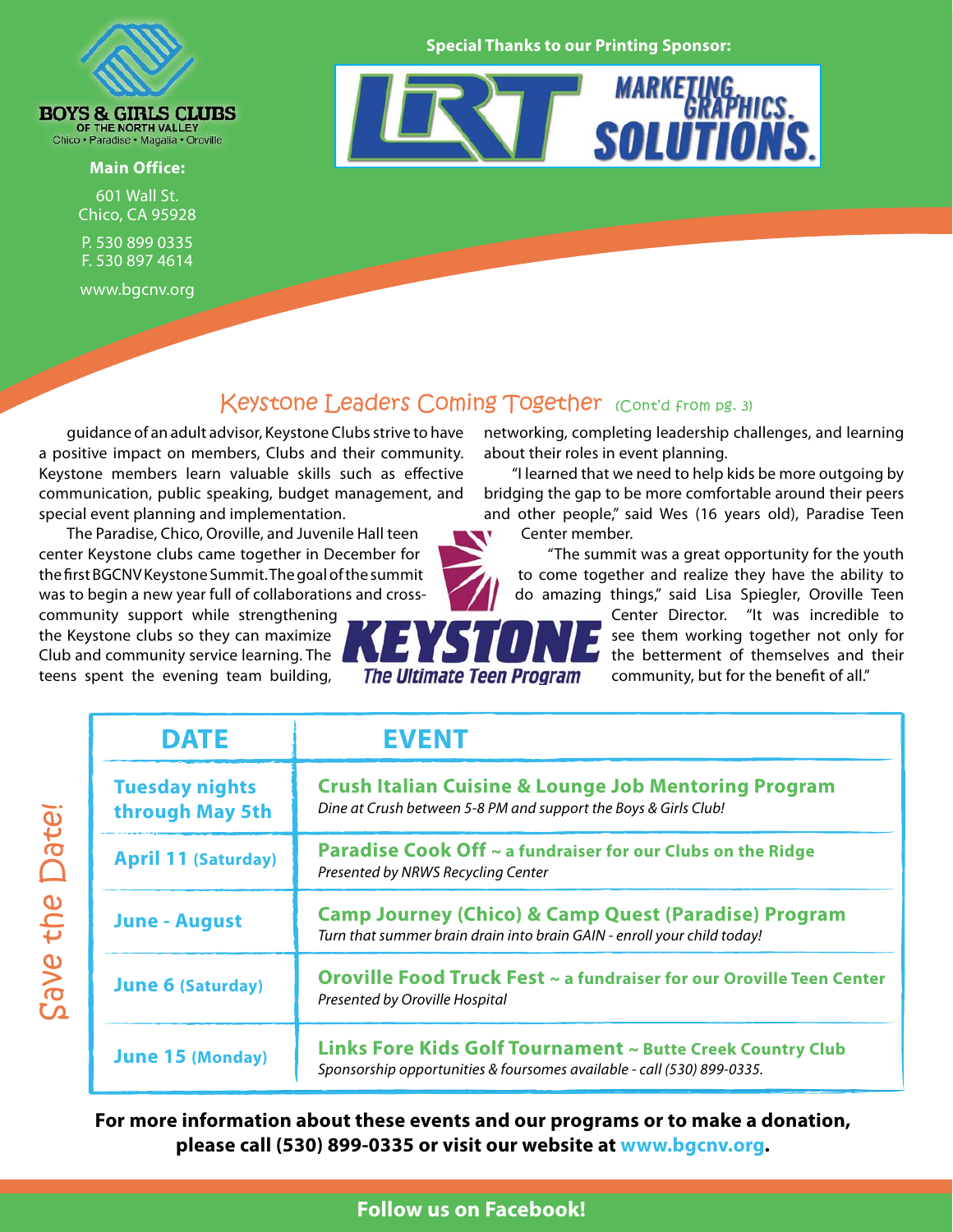**BOYS & GIRLS CLUBS OF THE NORTH VALLEY**
Chico • Paradise • Magalia • Oroville

**Main Office:**

601 Wall St.
Chico, CA 95928

P. 530 899 0335
F. 530 897 4614

www.bgcnv.org

**Special Thanks to our Printing Sponsor:**

LRT MARKETING GRAPHICS. SOLUTIONS.

## Keystone Leaders Coming Together (Cont'd from pg. 3)

guidance of an adult advisor, Keystone Clubs strive to have a positive impact on members, Clubs and their community. Keystone members learn valuable skills such as effective communication, public speaking, budget management, and special event planning and implementation.

The Paradise, Chico, Oroville, and Juvenile Hall teen center Keystone clubs came together in December for the first BGCNV Keystone Summit. The goal of the summit was to begin a new year full of collaborations and cross-community support while strengthening the Keystone clubs so they can maximize Club and community service learning. The teens spent the evening team building, networking, completing leadership challenges, and learning about their roles in event planning.

"I learned that we need to help kids be more outgoing by bridging the gap to be more comfortable around their peers and other people," said Wes (16 years old), Paradise Teen Center member.

"The summit was a great opportunity for the youth to come together and realize they have the ability to do amazing things," said Lisa Spiegler, Oroville Teen Center Director. "It was incredible to see them working together not only for the betterment of themselves and their community, but for the benefit of all."

KEYSTONE
*The Ultimate Teen Program*

## Save the Date!

| DATE | EVENT |
|---|---|
| **Tuesday nights through May 5th** | **Crush Italian Cuisine & Lounge Job Mentoring Program**<br>*Dine at Crush between 5-8 PM and support the Boys & Girls Club!* |
| **April 11 (Saturday)** | **Paradise Cook Off ~ a fundraiser for our Clubs on the Ridge**<br>*Presented by NRWS Recycling Center* |
| **June - August** | **Camp Journey (Chico) & Camp Quest (Paradise) Program**<br>*Turn that summer brain drain into brain GAIN - enroll your child today!* |
| **June 6 (Saturday)** | **Oroville Food Truck Fest ~ a fundraiser for our Oroville Teen Center**<br>*Presented by Oroville Hospital* |
| **June 15 (Monday)** | **Links Fore Kids Golf Tournament ~ Butte Creek Country Club**<br>*Sponsorship opportunities & foursomes available - call (530) 899-0335.* |

**For more information about these events and our programs or to make a donation, please call (530) 899-0335 or visit our website at www.bgcnv.org.**

**Follow us on Facebook!**